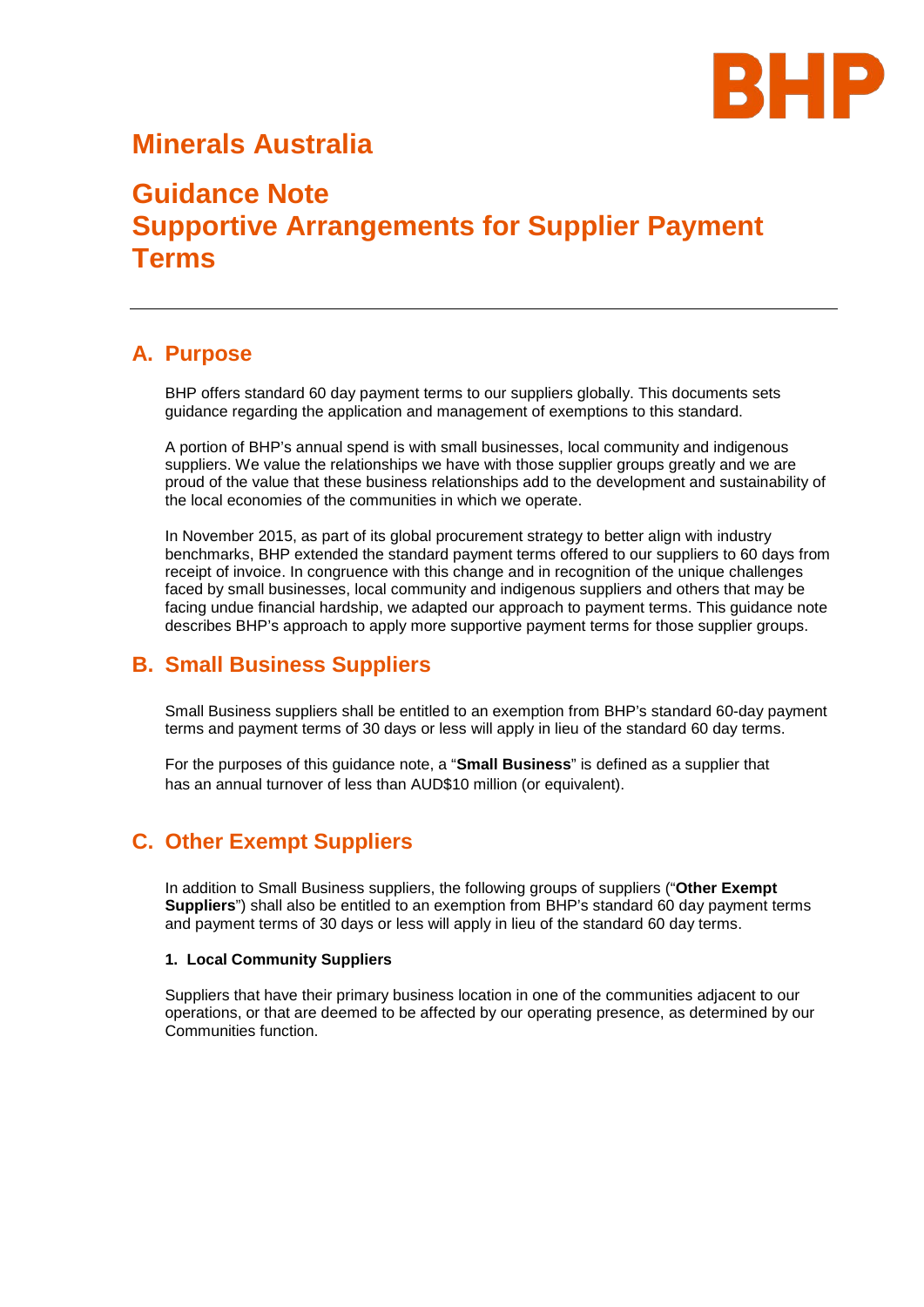BHP

# Minerals Australia

# Guidance Note
# Supportive Arrangements for Supplier Payment Terms

---

## A. Purpose

BHP offers standard 60 day payment terms to our suppliers globally. This documents sets guidance regarding the application and management of exemptions to this standard.

A portion of BHP's annual spend is with small businesses, local community and indigenous suppliers. We value the relationships we have with those supplier groups greatly and we are proud of the value that these business relationships add to the development and sustainability of the local economies of the communities in which we operate.

In November 2015, as part of its global procurement strategy to better align with industry benchmarks, BHP extended the standard payment terms offered to our suppliers to 60 days from receipt of invoice. In congruence with this change and in recognition of the unique challenges faced by small businesses, local community and indigenous suppliers and others that may be facing undue financial hardship, we adapted our approach to payment terms. This guidance note describes BHP's approach to apply more supportive payment terms for those supplier groups.

## B. Small Business Suppliers

Small Business suppliers shall be entitled to an exemption from BHP's standard 60-day payment terms and payment terms of 30 days or less will apply in lieu of the standard 60 day terms.

For the purposes of this guidance note, a "**Small Business**" is defined as a supplier that has an annual turnover of less than AUD$10 million (or equivalent).

## C. Other Exempt Suppliers

In addition to Small Business suppliers, the following groups of suppliers ("**Other Exempt Suppliers**") shall also be entitled to an exemption from BHP's standard 60 day payment terms and payment terms of 30 days or less will apply in lieu of the standard 60 day terms.

**1. Local Community Suppliers**

Suppliers that have their primary business location in one of the communities adjacent to our operations, or that are deemed to be affected by our operating presence, as determined by our Communities function.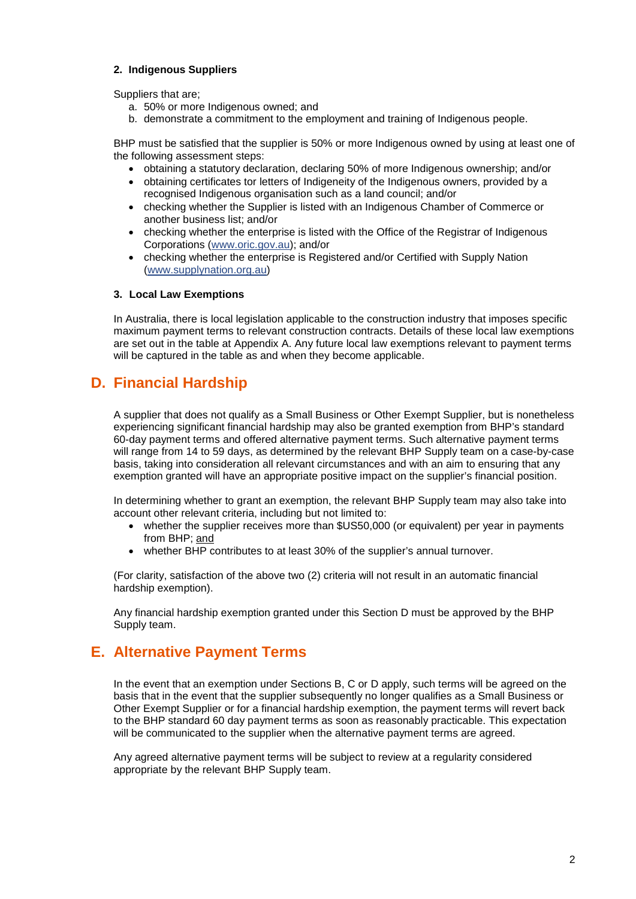#### 2. Indigenous Suppliers

Suppliers that are;

a. 50% or more Indigenous owned; and
b. demonstrate a commitment to the employment and training of Indigenous people.

BHP must be satisfied that the supplier is 50% or more Indigenous owned by using at least one of the following assessment steps:

- obtaining a statutory declaration, declaring 50% of more Indigenous ownership; and/or
- obtaining certificates tor letters of Indigeneity of the Indigenous owners, provided by a recognised Indigenous organisation such as a land council; and/or
- checking whether the Supplier is listed with an Indigenous Chamber of Commerce or another business list; and/or
- checking whether the enterprise is listed with the Office of the Registrar of Indigenous Corporations (www.oric.gov.au); and/or
- checking whether the enterprise is Registered and/or Certified with Supply Nation (www.supplynation.org.au)

#### 3. Local Law Exemptions

In Australia, there is local legislation applicable to the construction industry that imposes specific maximum payment terms to relevant construction contracts. Details of these local law exemptions are set out in the table at Appendix A. Any future local law exemptions relevant to payment terms will be captured in the table as and when they become applicable.

## D. Financial Hardship

A supplier that does not qualify as a Small Business or Other Exempt Supplier, but is nonetheless experiencing significant financial hardship may also be granted exemption from BHP's standard 60-day payment terms and offered alternative payment terms. Such alternative payment terms will range from 14 to 59 days, as determined by the relevant BHP Supply team on a case-by-case basis, taking into consideration all relevant circumstances and with an aim to ensuring that any exemption granted will have an appropriate positive impact on the supplier's financial position.

In determining whether to grant an exemption, the relevant BHP Supply team may also take into account other relevant criteria, including but not limited to:

- whether the supplier receives more than $US50,000 (or equivalent) per year in payments from BHP; and
- whether BHP contributes to at least 30% of the supplier's annual turnover.

(For clarity, satisfaction of the above two (2) criteria will not result in an automatic financial hardship exemption).

Any financial hardship exemption granted under this Section D must be approved by the BHP Supply team.

## E. Alternative Payment Terms

In the event that an exemption under Sections B, C or D apply, such terms will be agreed on the basis that in the event that the supplier subsequently no longer qualifies as a Small Business or Other Exempt Supplier or for a financial hardship exemption, the payment terms will revert back to the BHP standard 60 day payment terms as soon as reasonably practicable. This expectation will be communicated to the supplier when the alternative payment terms are agreed.

Any agreed alternative payment terms will be subject to review at a regularity considered appropriate by the relevant BHP Supply team.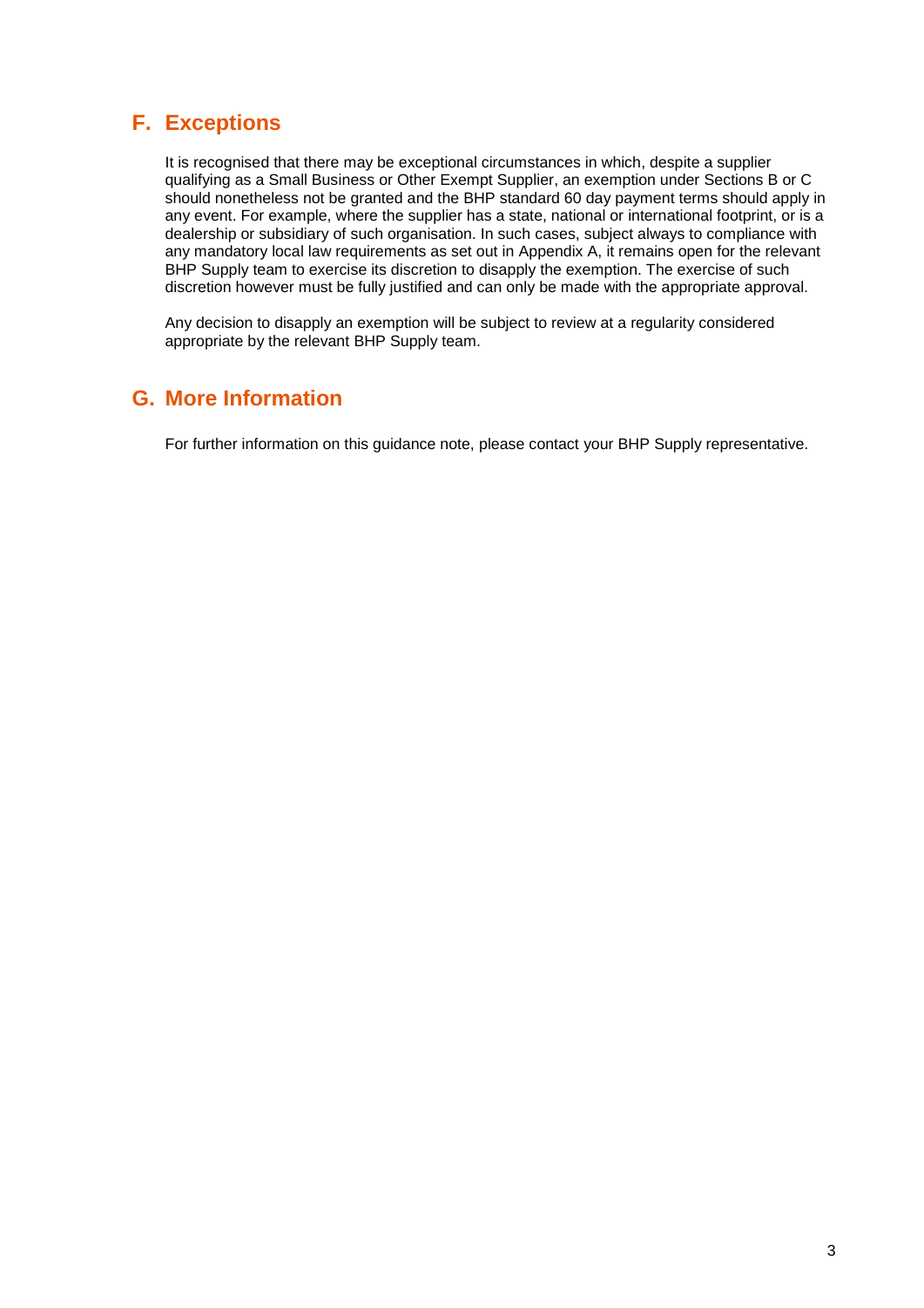## F. Exceptions

It is recognised that there may be exceptional circumstances in which, despite a supplier qualifying as a Small Business or Other Exempt Supplier, an exemption under Sections B or C should nonetheless not be granted and the BHP standard 60 day payment terms should apply in any event. For example, where the supplier has a state, national or international footprint, or is a dealership or subsidiary of such organisation. In such cases, subject always to compliance with any mandatory local law requirements as set out in Appendix A, it remains open for the relevant BHP Supply team to exercise its discretion to disapply the exemption. The exercise of such discretion however must be fully justified and can only be made with the appropriate approval.

Any decision to disapply an exemption will be subject to review at a regularity considered appropriate by the relevant BHP Supply team.

## G. More Information

For further information on this guidance note, please contact your BHP Supply representative.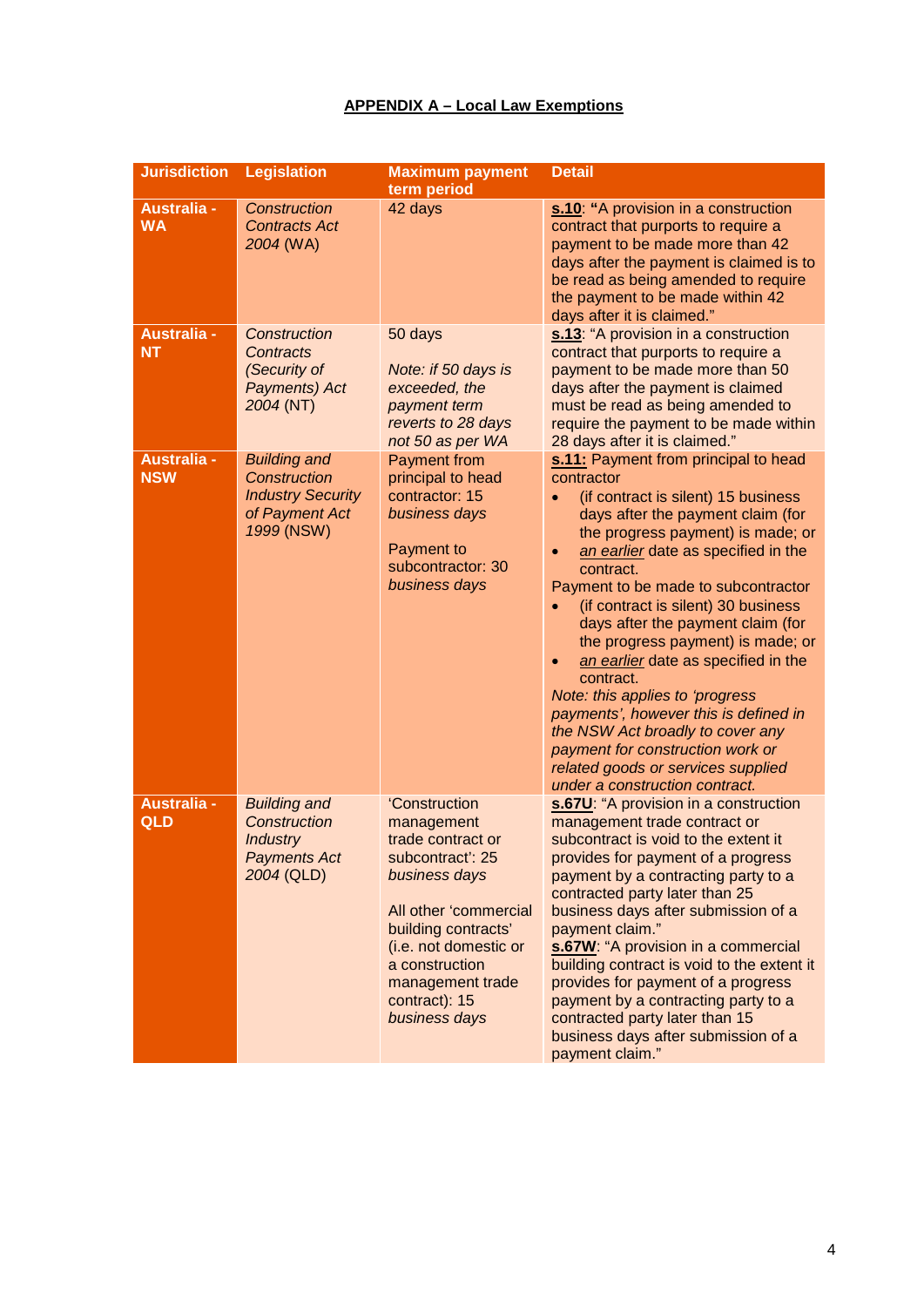**APPENDIX A – Local Law Exemptions**

| Jurisdiction | Legislation | Maximum payment term period | Detail |
|---|---|---|---|
| **Australia - WA** | *Construction Contracts Act 2004* (WA) | 42 days | **s.10**: **"**A provision in a construction contract that purports to require a payment to be made more than 42 days after the payment is claimed is to be read as being amended to require the payment to be made within 42 days after it is claimed." |
| **Australia - NT** | *Construction Contracts (Security of Payments) Act 2004* (NT) | 50 days<br><br>*Note: if 50 days is exceeded, the payment term reverts to 28 days not 50 as per WA* | **s.13**: "A provision in a construction contract that purports to require a payment to be made more than 50 days after the payment is claimed must be read as being amended to require the payment to be made within 28 days after it is claimed." |
| **Australia - NSW** | *Building and Construction Industry Security of Payment Act 1999* (NSW) | Payment from principal to head contractor: 15 *business days*<br><br>Payment to subcontractor: 30 *business days* | **s.11:** Payment from principal to head contractor<br>• (if contract is silent) 15 business days after the payment claim (for the progress payment) is made; or<br>• *an earlier* date as specified in the contract.<br>Payment to be made to subcontractor<br>• (if contract is silent) 30 business days after the payment claim (for the progress payment) is made; or<br>• *an earlier* date as specified in the contract.<br>*Note: this applies to 'progress payments', however this is defined in the NSW Act broadly to cover any payment for construction work or related goods or services supplied under a construction contract.* |
| **Australia - QLD** | *Building and Construction Industry Payments Act 2004* (QLD) | 'Construction management trade contract or subcontract': 25 *business days*<br><br>All other 'commercial building contracts' (i.e. not domestic or a construction management trade contract): 15 *business days* | **s.67U**: "A provision in a construction management trade contract or subcontract is void to the extent it provides for payment of a progress payment by a contracting party to a contracted party later than 25 business days after submission of a payment claim."<br>**s.67W**: "A provision in a commercial building contract is void to the extent it provides for payment of a progress payment by a contracting party to a contracted party later than 15 business days after submission of a payment claim." |